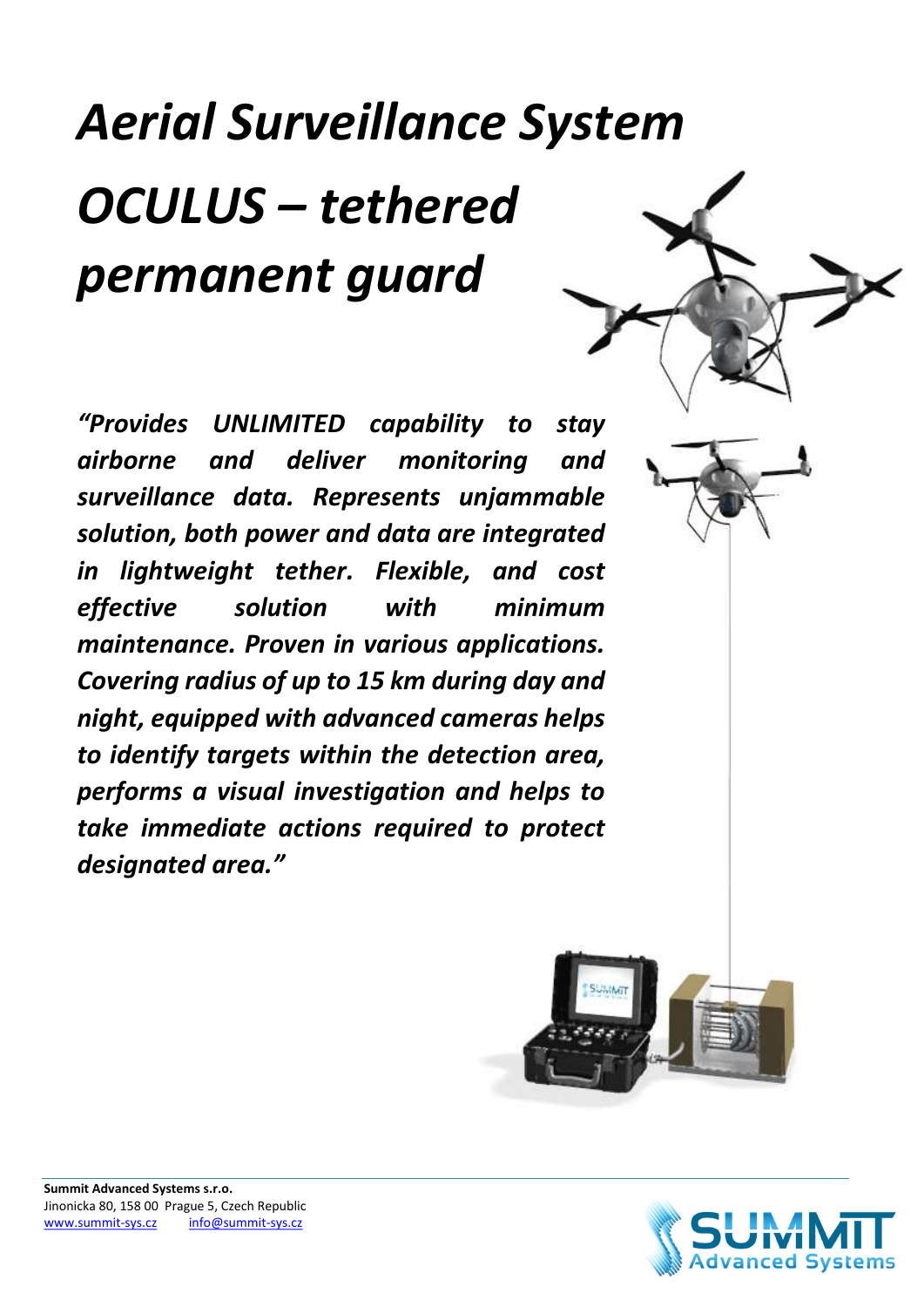# *Aerial Surveillance System*

# *OCULUS – tethered permanent guard*

***"Provides UNLIMITED capability to stay airborne and deliver monitoring and surveillance data. Represents unjammable solution, both power and data are integrated in lightweight tether. Flexible, and cost effective solution with minimum maintenance. Proven in various applications. Covering radius of up to 15 km during day and night, equipped with advanced cameras helps to identify targets within the detection area, performs a visual investigation and helps to take immediate actions required to protect designated area."***

**Summit Advanced Systems s.r.o.**
Jinonicka 80, 158 00 Prague 5, Czech Republic
www.summit-sys.cz info@summit-sys.cz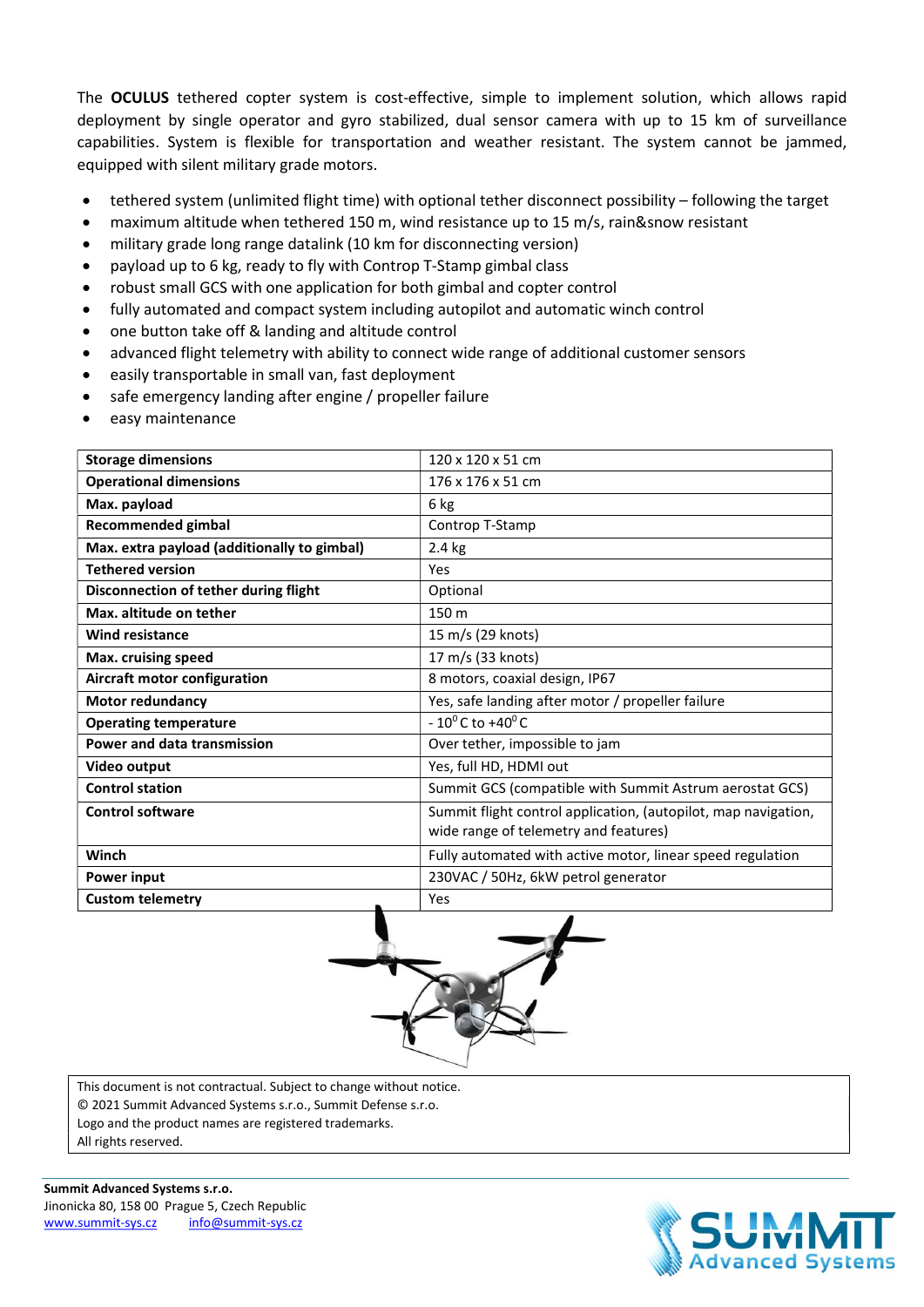The **OCULUS** tethered copter system is cost-effective, simple to implement solution, which allows rapid deployment by single operator and gyro stabilized, dual sensor camera with up to 15 km of surveillance capabilities. System is flexible for transportation and weather resistant. The system cannot be jammed, equipped with silent military grade motors.

- tethered system (unlimited flight time) with optional tether disconnect possibility – following the target
- maximum altitude when tethered 150 m, wind resistance up to 15 m/s, rain&snow resistant
- military grade long range datalink (10 km for disconnecting version)
- payload up to 6 kg, ready to fly with Controp T-Stamp gimbal class
- robust small GCS with one application for both gimbal and copter control
- fully automated and compact system including autopilot and automatic winch control
- one button take off & landing and altitude control
- advanced flight telemetry with ability to connect wide range of additional customer sensors
- easily transportable in small van, fast deployment
- safe emergency landing after engine / propeller failure
- easy maintenance

| | |
|---|---|
| **Storage dimensions** | 120 x 120 x 51 cm |
| **Operational dimensions** | 176 x 176 x 51 cm |
| **Max. payload** | 6 kg |
| **Recommended gimbal** | Controp T-Stamp |
| **Max. extra payload (additionally to gimbal)** | 2.4 kg |
| **Tethered version** | Yes |
| **Disconnection of tether during flight** | Optional |
| **Max. altitude on tether** | 150 m |
| **Wind resistance** | 15 m/s (29 knots) |
| **Max. cruising speed** | 17 m/s (33 knots) |
| **Aircraft motor configuration** | 8 motors, coaxial design, IP67 |
| **Motor redundancy** | Yes, safe landing after motor / propeller failure |
| **Operating temperature** | $-10^{0}$ C to $+40^{0}$ C |
| **Power and data transmission** | Over tether, impossible to jam |
| **Video output** | Yes, full HD, HDMI out |
| **Control station** | Summit GCS (compatible with Summit Astrum aerostat GCS) |
| **Control software** | Summit flight control application, (autopilot, map navigation, wide range of telemetry and features) |
| **Winch** | Fully automated with active motor, linear speed regulation |
| **Power input** | 230VAC / 50Hz, 6kW petrol generator |
| **Custom telemetry** | Yes |

This document is not contractual. Subject to change without notice.
© 2021 Summit Advanced Systems s.r.o., Summit Defense s.r.o.
Logo and the product names are registered trademarks.
All rights reserved.

**Summit Advanced Systems s.r.o.**
Jinonicka 80, 158 00 Prague 5, Czech Republic
www.summit-sys.cz info@summit-sys.cz